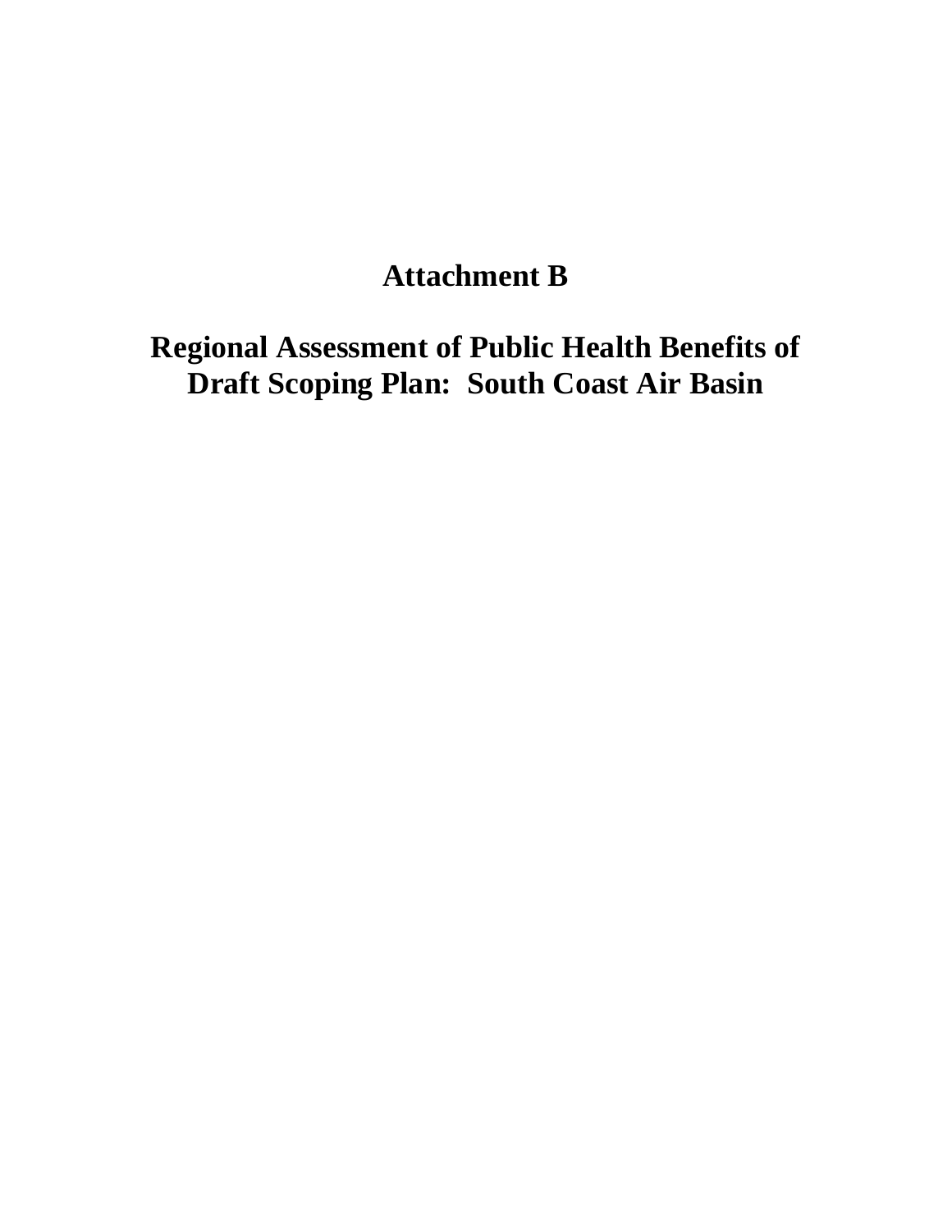# Attachment B

# Regional Assessment of Public Health Benefits of Draft Scoping Plan: South Coast Air Basin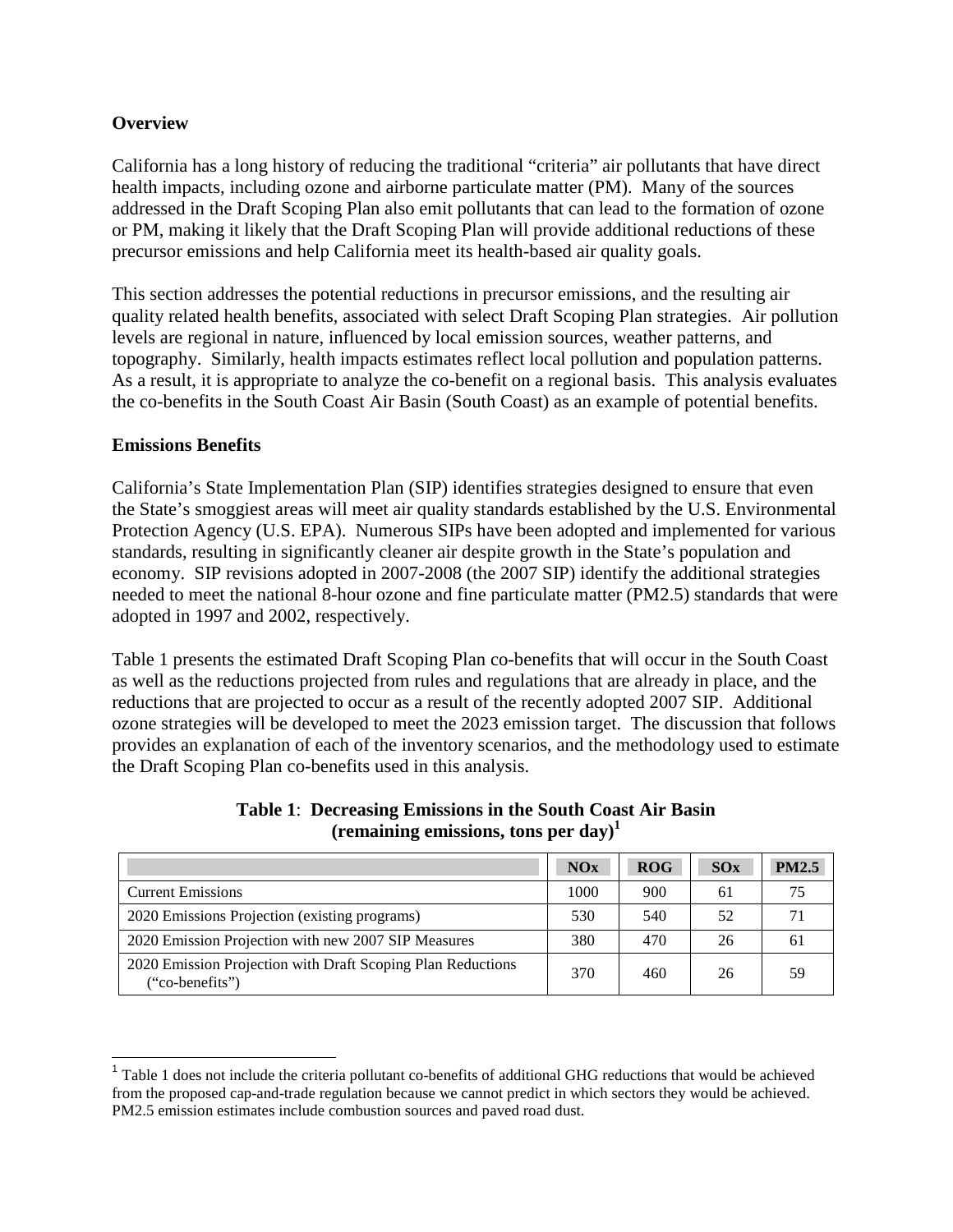**Overview**

California has a long history of reducing the traditional "criteria" air pollutants that have direct health impacts, including ozone and airborne particulate matter (PM). Many of the sources addressed in the Draft Scoping Plan also emit pollutants that can lead to the formation of ozone or PM, making it likely that the Draft Scoping Plan will provide additional reductions of these precursor emissions and help California meet its health-based air quality goals.

This section addresses the potential reductions in precursor emissions, and the resulting air quality related health benefits, associated with select Draft Scoping Plan strategies. Air pollution levels are regional in nature, influenced by local emission sources, weather patterns, and topography. Similarly, health impacts estimates reflect local pollution and population patterns. As a result, it is appropriate to analyze the co-benefit on a regional basis. This analysis evaluates the co-benefits in the South Coast Air Basin (South Coast) as an example of potential benefits.

**Emissions Benefits**

California's State Implementation Plan (SIP) identifies strategies designed to ensure that even the State's smoggiest areas will meet air quality standards established by the U.S. Environmental Protection Agency (U.S. EPA). Numerous SIPs have been adopted and implemented for various standards, resulting in significantly cleaner air despite growth in the State's population and economy. SIP revisions adopted in 2007-2008 (the 2007 SIP) identify the additional strategies needed to meet the national 8-hour ozone and fine particulate matter (PM2.5) standards that were adopted in 1997 and 2002, respectively.

Table 1 presents the estimated Draft Scoping Plan co-benefits that will occur in the South Coast as well as the reductions projected from rules and regulations that are already in place, and the reductions that are projected to occur as a result of the recently adopted 2007 SIP. Additional ozone strategies will be developed to meet the 2023 emission target. The discussion that follows provides an explanation of each of the inventory scenarios, and the methodology used to estimate the Draft Scoping Plan co-benefits used in this analysis.

**Table 1**: **Decreasing Emissions in the South Coast Air Basin (remaining emissions, tons per day)**[1]

| | NOx | ROG | SOx | PM2.5 |
|---|---|---|---|---|
| Current Emissions | 1000 | 900 | 61 | 75 |
| 2020 Emissions Projection (existing programs) | 530 | 540 | 52 | 71 |
| 2020 Emission Projection with new 2007 SIP Measures | 380 | 470 | 26 | 61 |
| 2020 Emission Projection with Draft Scoping Plan Reductions ("co-benefits") | 370 | 460 | 26 | 59 |

[1] Table 1 does not include the criteria pollutant co-benefits of additional GHG reductions that would be achieved from the proposed cap-and-trade regulation because we cannot predict in which sectors they would be achieved. PM2.5 emission estimates include combustion sources and paved road dust.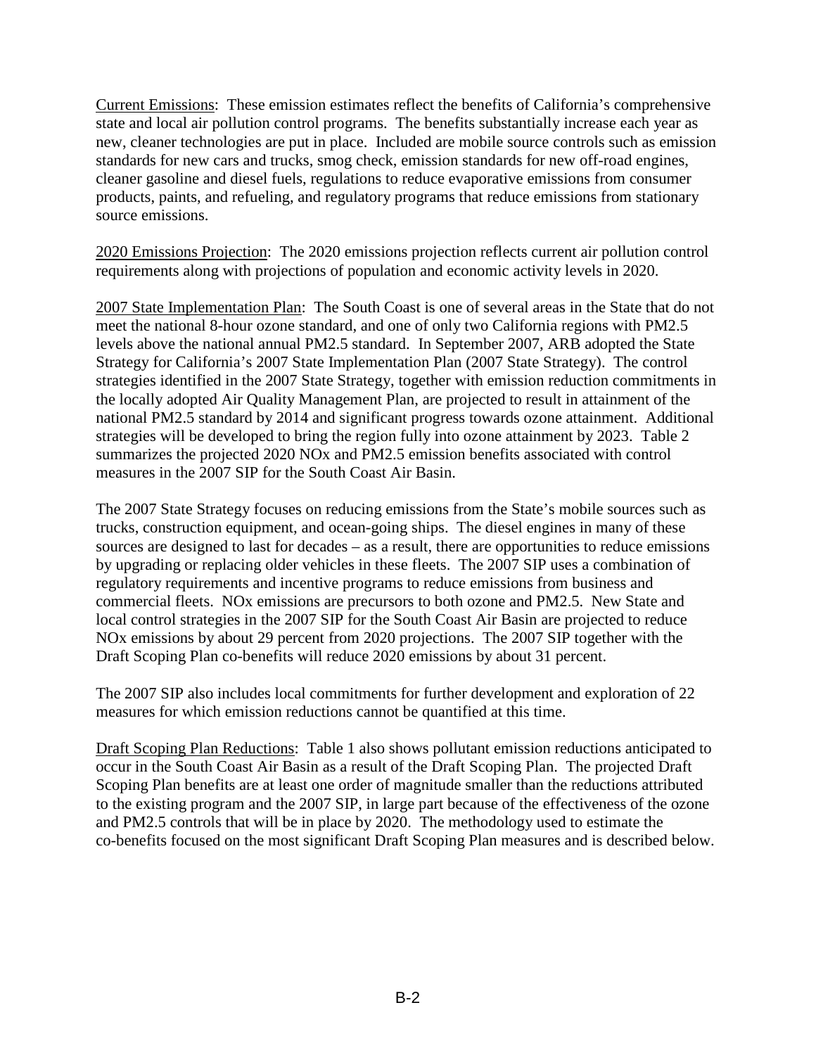<u>Current Emissions</u>: These emission estimates reflect the benefits of California's comprehensive state and local air pollution control programs. The benefits substantially increase each year as new, cleaner technologies are put in place. Included are mobile source controls such as emission standards for new cars and trucks, smog check, emission standards for new off-road engines, cleaner gasoline and diesel fuels, regulations to reduce evaporative emissions from consumer products, paints, and refueling, and regulatory programs that reduce emissions from stationary source emissions.

<u>2020 Emissions Projection</u>: The 2020 emissions projection reflects current air pollution control requirements along with projections of population and economic activity levels in 2020.

<u>2007 State Implementation Plan</u>: The South Coast is one of several areas in the State that do not meet the national 8-hour ozone standard, and one of only two California regions with PM2.5 levels above the national annual PM2.5 standard. In September 2007, ARB adopted the State Strategy for California's 2007 State Implementation Plan (2007 State Strategy). The control strategies identified in the 2007 State Strategy, together with emission reduction commitments in the locally adopted Air Quality Management Plan, are projected to result in attainment of the national PM2.5 standard by 2014 and significant progress towards ozone attainment. Additional strategies will be developed to bring the region fully into ozone attainment by 2023. Table 2 summarizes the projected 2020 NOx and PM2.5 emission benefits associated with control measures in the 2007 SIP for the South Coast Air Basin.

The 2007 State Strategy focuses on reducing emissions from the State's mobile sources such as trucks, construction equipment, and ocean-going ships. The diesel engines in many of these sources are designed to last for decades – as a result, there are opportunities to reduce emissions by upgrading or replacing older vehicles in these fleets. The 2007 SIP uses a combination of regulatory requirements and incentive programs to reduce emissions from business and commercial fleets. NOx emissions are precursors to both ozone and PM2.5. New State and local control strategies in the 2007 SIP for the South Coast Air Basin are projected to reduce NOx emissions by about 29 percent from 2020 projections. The 2007 SIP together with the Draft Scoping Plan co-benefits will reduce 2020 emissions by about 31 percent.

The 2007 SIP also includes local commitments for further development and exploration of 22 measures for which emission reductions cannot be quantified at this time.

<u>Draft Scoping Plan Reductions</u>: Table 1 also shows pollutant emission reductions anticipated to occur in the South Coast Air Basin as a result of the Draft Scoping Plan. The projected Draft Scoping Plan benefits are at least one order of magnitude smaller than the reductions attributed to the existing program and the 2007 SIP, in large part because of the effectiveness of the ozone and PM2.5 controls that will be in place by 2020. The methodology used to estimate the co-benefits focused on the most significant Draft Scoping Plan measures and is described below.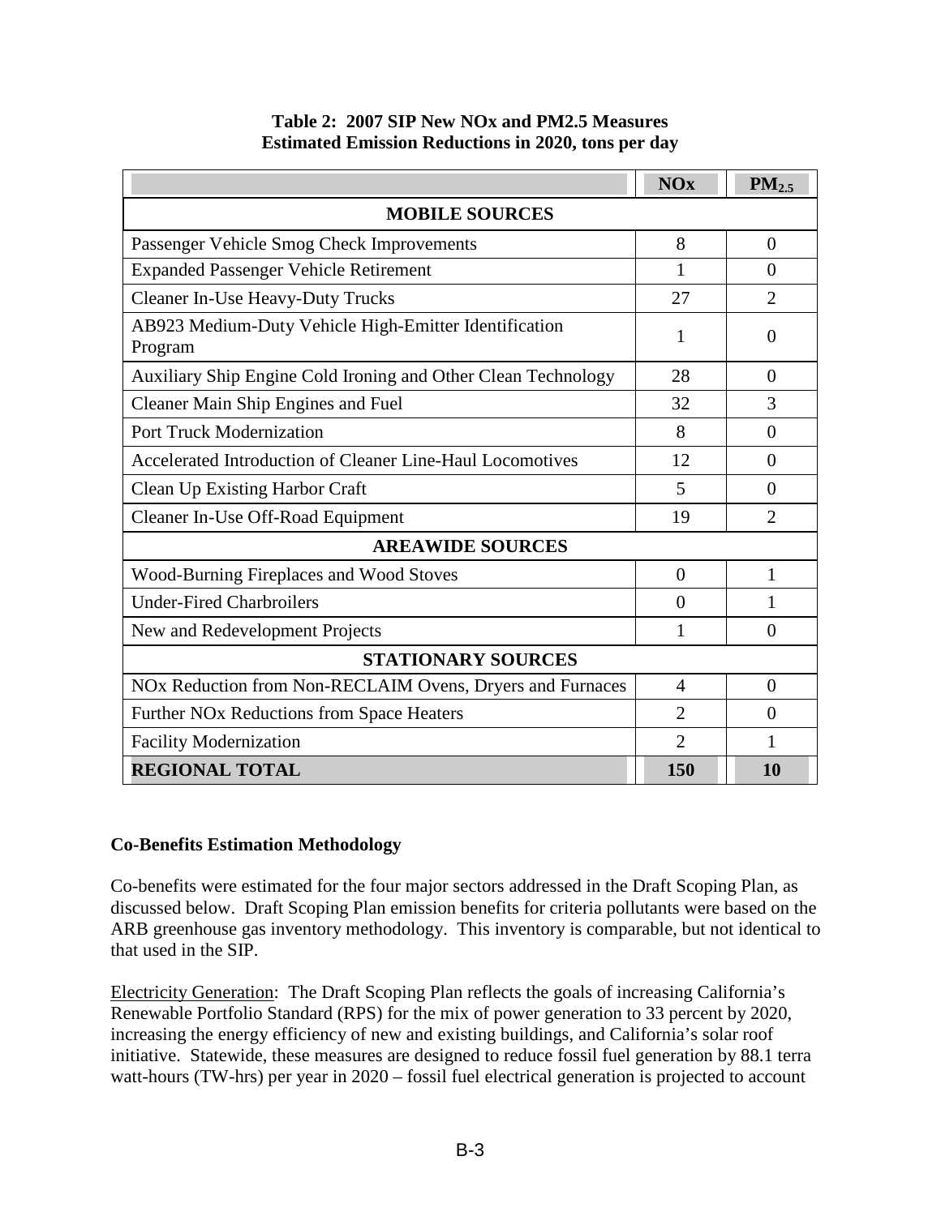**Table 2: 2007 SIP New NOx and PM2.5 Measures**
**Estimated Emission Reductions in 2020, tons per day**

| | NOx | $PM_{2.5}$ |
|---|---|---|
| **MOBILE SOURCES** | | |
| Passenger Vehicle Smog Check Improvements | 8 | 0 |
| Expanded Passenger Vehicle Retirement | 1 | 0 |
| Cleaner In-Use Heavy-Duty Trucks | 27 | 2 |
| AB923 Medium-Duty Vehicle High-Emitter Identification Program | 1 | 0 |
| Auxiliary Ship Engine Cold Ironing and Other Clean Technology | 28 | 0 |
| Cleaner Main Ship Engines and Fuel | 32 | 3 |
| Port Truck Modernization | 8 | 0 |
| Accelerated Introduction of Cleaner Line-Haul Locomotives | 12 | 0 |
| Clean Up Existing Harbor Craft | 5 | 0 |
| Cleaner In-Use Off-Road Equipment | 19 | 2 |
| **AREAWIDE SOURCES** | | |
| Wood-Burning Fireplaces and Wood Stoves | 0 | 1 |
| Under-Fired Charbroilers | 0 | 1 |
| New and Redevelopment Projects | 1 | 0 |
| **STATIONARY SOURCES** | | |
| NOx Reduction from Non-RECLAIM Ovens, Dryers and Furnaces | 4 | 0 |
| Further NOx Reductions from Space Heaters | 2 | 0 |
| Facility Modernization | 2 | 1 |
| **REGIONAL TOTAL** | **150** | **10** |

**Co-Benefits Estimation Methodology**

Co-benefits were estimated for the four major sectors addressed in the Draft Scoping Plan, as discussed below. Draft Scoping Plan emission benefits for criteria pollutants were based on the ARB greenhouse gas inventory methodology. This inventory is comparable, but not identical to that used in the SIP.

Electricity Generation: The Draft Scoping Plan reflects the goals of increasing California's Renewable Portfolio Standard (RPS) for the mix of power generation to 33 percent by 2020, increasing the energy efficiency of new and existing buildings, and California's solar roof initiative. Statewide, these measures are designed to reduce fossil fuel generation by 88.1 terra watt-hours (TW-hrs) per year in 2020 – fossil fuel electrical generation is projected to account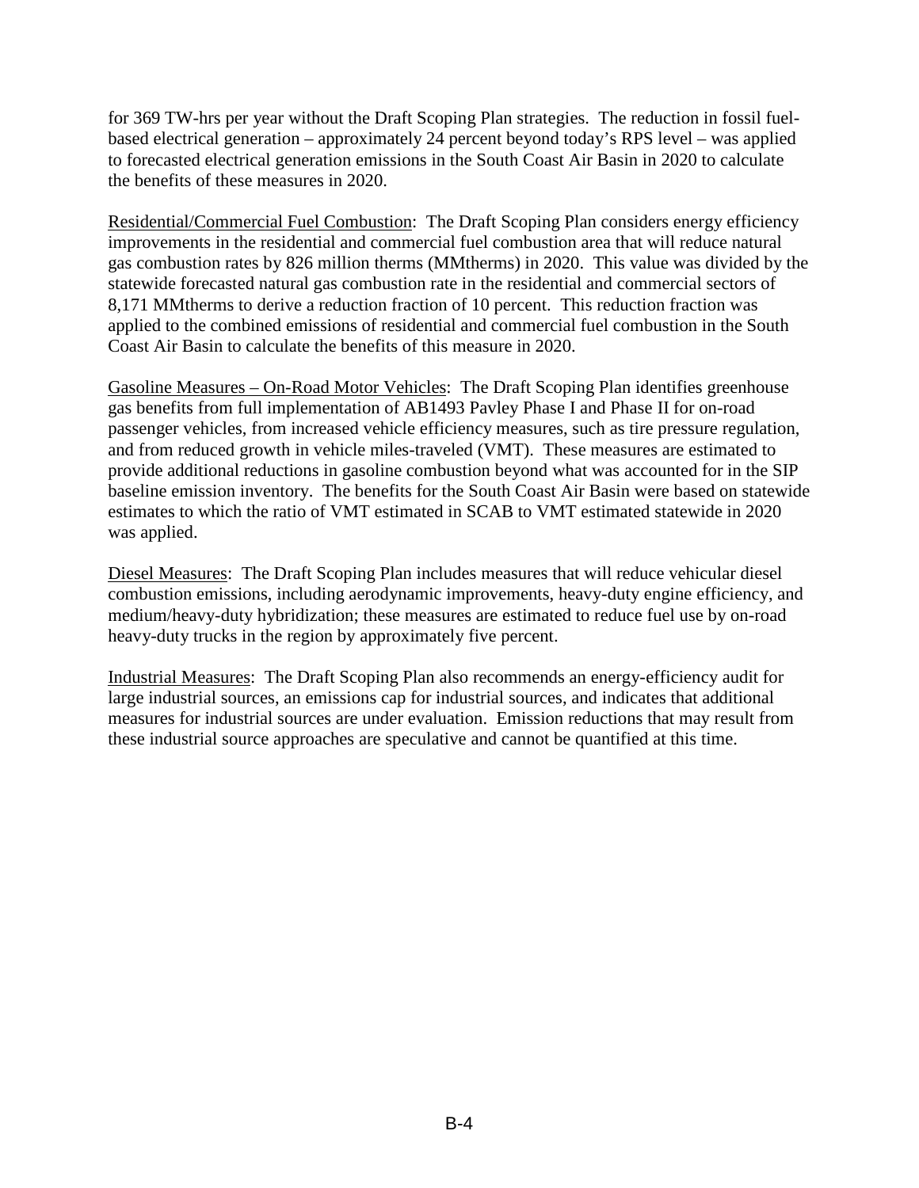for 369 TW-hrs per year without the Draft Scoping Plan strategies. The reduction in fossil fuel-based electrical generation – approximately 24 percent beyond today's RPS level – was applied to forecasted electrical generation emissions in the South Coast Air Basin in 2020 to calculate the benefits of these measures in 2020.

<u>Residential/Commercial Fuel Combustion</u>: The Draft Scoping Plan considers energy efficiency improvements in the residential and commercial fuel combustion area that will reduce natural gas combustion rates by 826 million therms (MMtherms) in 2020. This value was divided by the statewide forecasted natural gas combustion rate in the residential and commercial sectors of 8,171 MMtherms to derive a reduction fraction of 10 percent. This reduction fraction was applied to the combined emissions of residential and commercial fuel combustion in the South Coast Air Basin to calculate the benefits of this measure in 2020.

<u>Gasoline Measures – On-Road Motor Vehicles</u>: The Draft Scoping Plan identifies greenhouse gas benefits from full implementation of AB1493 Pavley Phase I and Phase II for on-road passenger vehicles, from increased vehicle efficiency measures, such as tire pressure regulation, and from reduced growth in vehicle miles-traveled (VMT). These measures are estimated to provide additional reductions in gasoline combustion beyond what was accounted for in the SIP baseline emission inventory. The benefits for the South Coast Air Basin were based on statewide estimates to which the ratio of VMT estimated in SCAB to VMT estimated statewide in 2020 was applied.

<u>Diesel Measures</u>: The Draft Scoping Plan includes measures that will reduce vehicular diesel combustion emissions, including aerodynamic improvements, heavy-duty engine efficiency, and medium/heavy-duty hybridization; these measures are estimated to reduce fuel use by on-road heavy-duty trucks in the region by approximately five percent.

<u>Industrial Measures</u>: The Draft Scoping Plan also recommends an energy-efficiency audit for large industrial sources, an emissions cap for industrial sources, and indicates that additional measures for industrial sources are under evaluation. Emission reductions that may result from these industrial source approaches are speculative and cannot be quantified at this time.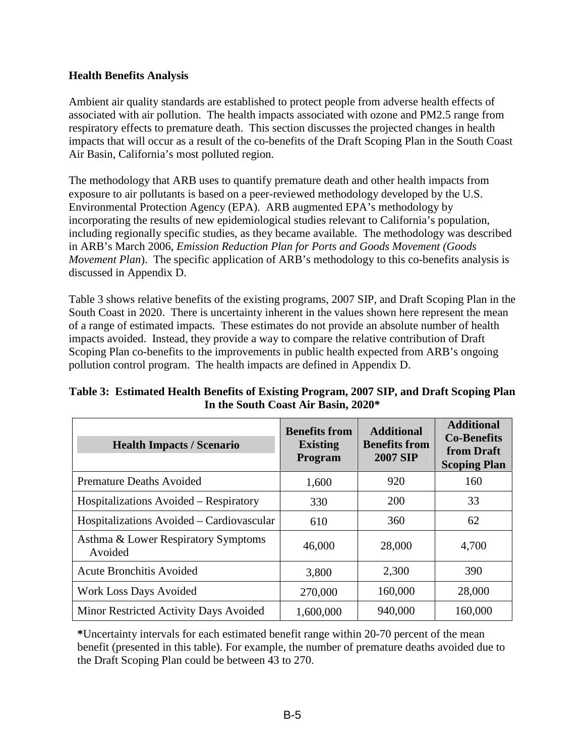**Health Benefits Analysis**

Ambient air quality standards are established to protect people from adverse health effects of associated with air pollution. The health impacts associated with ozone and PM2.5 range from respiratory effects to premature death. This section discusses the projected changes in health impacts that will occur as a result of the co-benefits of the Draft Scoping Plan in the South Coast Air Basin, California's most polluted region.

The methodology that ARB uses to quantify premature death and other health impacts from exposure to air pollutants is based on a peer-reviewed methodology developed by the U.S. Environmental Protection Agency (EPA). ARB augmented EPA's methodology by incorporating the results of new epidemiological studies relevant to California's population, including regionally specific studies, as they became available. The methodology was described in ARB's March 2006, *Emission Reduction Plan for Ports and Goods Movement (Goods Movement Plan*). The specific application of ARB's methodology to this co-benefits analysis is discussed in Appendix D.

Table 3 shows relative benefits of the existing programs, 2007 SIP, and Draft Scoping Plan in the South Coast in 2020. There is uncertainty inherent in the values shown here represent the mean of a range of estimated impacts. These estimates do not provide an absolute number of health impacts avoided. Instead, they provide a way to compare the relative contribution of Draft Scoping Plan co-benefits to the improvements in public health expected from ARB's ongoing pollution control program. The health impacts are defined in Appendix D.

**Table 3: Estimated Health Benefits of Existing Program, 2007 SIP, and Draft Scoping Plan In the South Coast Air Basin, 2020***

| Health Impacts / Scenario | Benefits from Existing Program | Additional Benefits from 2007 SIP | Additional Co-Benefits from Draft Scoping Plan |
|---|---|---|---|
| Premature Deaths Avoided | 1,600 | 920 | 160 |
| Hospitalizations Avoided – Respiratory | 330 | 200 | 33 |
| Hospitalizations Avoided – Cardiovascular | 610 | 360 | 62 |
| Asthma & Lower Respiratory Symptoms Avoided | 46,000 | 28,000 | 4,700 |
| Acute Bronchitis Avoided | 3,800 | 2,300 | 390 |
| Work Loss Days Avoided | 270,000 | 160,000 | 28,000 |
| Minor Restricted Activity Days Avoided | 1,600,000 | 940,000 | 160,000 |

**\***Uncertainty intervals for each estimated benefit range within 20-70 percent of the mean benefit (presented in this table). For example, the number of premature deaths avoided due to the Draft Scoping Plan could be between 43 to 270.